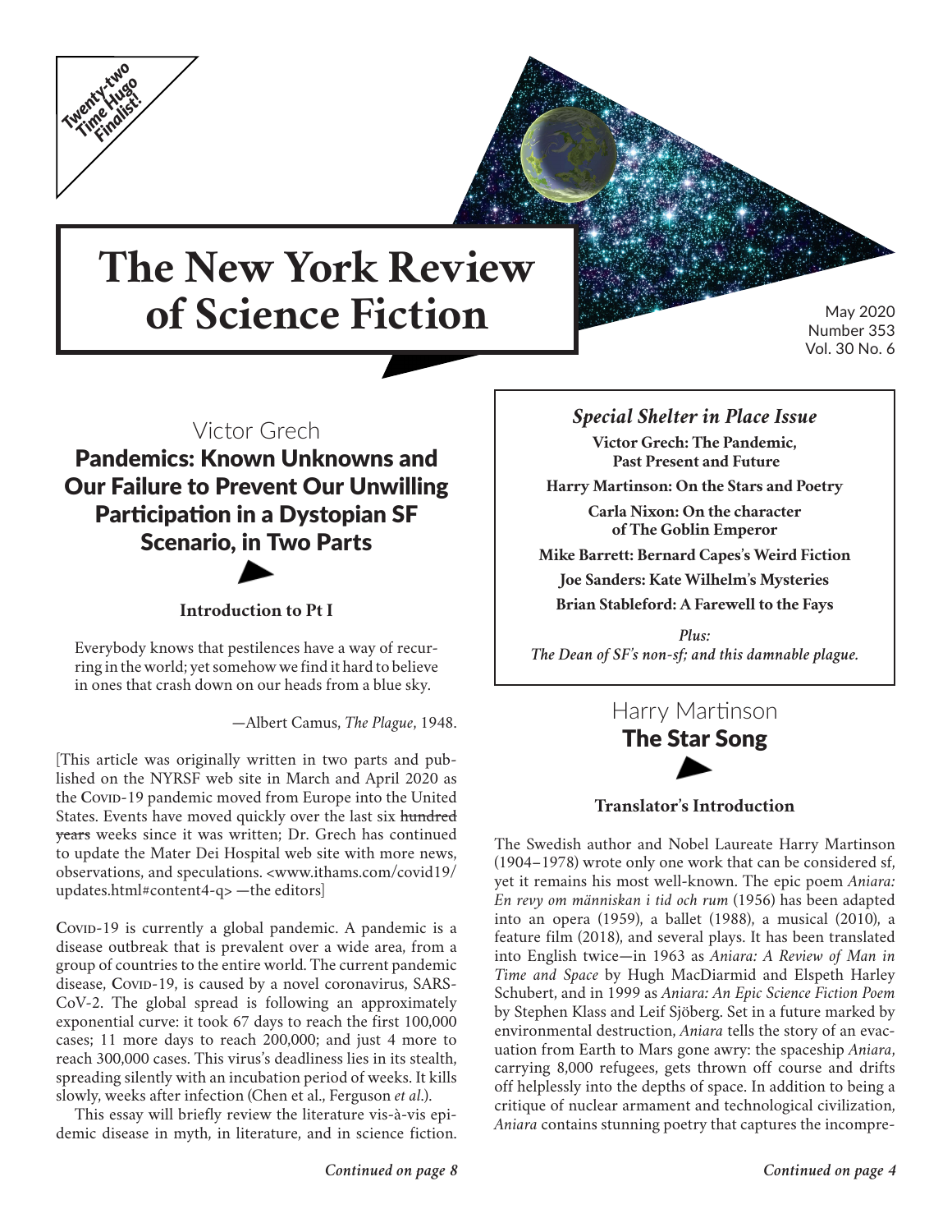Twenty-two Time Hugo Finalist!

# The New York Review of Science Fiction

May 2020
Number 353
Vol. 30 No. 6

### *Special Shelter in Place Issue*

**Victor Grech: The Pandemic, Past Present and Future**

**Harry Martinson: On the Stars and Poetry**

**Carla Nixon: On the character of The Goblin Emperor**

**Mike Barrett: Bernard Capes's Weird Fiction**

**Joe Sanders: Kate Wilhelm's Mysteries**

**Brian Stableford: A Farewell to the Fays**

*Plus:*
*The Dean of SF's non-sf; and this damnable plague.*

Victor Grech

## Pandemics: Known Unknowns and Our Failure to Prevent Our Unwilling Participation in a Dystopian SF Scenario, in Two Parts

### Introduction to Pt I

> Everybody knows that pestilences have a way of recurring in the world; yet somehow we find it hard to believe in ones that crash down on our heads from a blue sky.
>
> —Albert Camus, *The Plague*, 1948.

[This article was originally written in two parts and published on the NYRSF web site in March and April 2020 as the Covid-19 pandemic moved from Europe into the United States. Events have moved quickly over the last six ~~hundred years~~ weeks since it was written; Dr. Grech has continued to update the Mater Dei Hospital web site with more news, observations, and speculations. <www.ithams.com/covid19/updates.html#content4-q> —the editors]

Covid-19 is currently a global pandemic. A pandemic is a disease outbreak that is prevalent over a wide area, from a group of countries to the entire world. The current pandemic disease, Covid-19, is caused by a novel coronavirus, SARS-CoV-2. The global spread is following an approximately exponential curve: it took 67 days to reach the first 100,000 cases; 11 more days to reach 200,000; and just 4 more to reach 300,000 cases. This virus's deadliness lies in its stealth, spreading silently with an incubation period of weeks. It kills slowly, weeks after infection (Chen et al., Ferguson *et al.*).

This essay will briefly review the literature vis-à-vis epidemic disease in myth, in literature, and in science fiction.

*Continued on page 8*

Harry Martinson

## The Star Song

### Translator's Introduction

The Swedish author and Nobel Laureate Harry Martinson (1904–1978) wrote only one work that can be considered sf, yet it remains his most well-known. The epic poem *Aniara: En revy om människan i tid och rum* (1956) has been adapted into an opera (1959), a ballet (1988), a musical (2010), a feature film (2018), and several plays. It has been translated into English twice—in 1963 as *Aniara: A Review of Man in Time and Space* by Hugh MacDiarmid and Elspeth Harley Schubert, and in 1999 as *Aniara: An Epic Science Fiction Poem* by Stephen Klass and Leif Sjöberg. Set in a future marked by environmental destruction, *Aniara* tells the story of an evacuation from Earth to Mars gone awry: the spaceship *Aniara*, carrying 8,000 refugees, gets thrown off course and drifts off helplessly into the depths of space. In addition to being a critique of nuclear armament and technological civilization, *Aniara* contains stunning poetry that captures the incompre-

*Continued on page 4*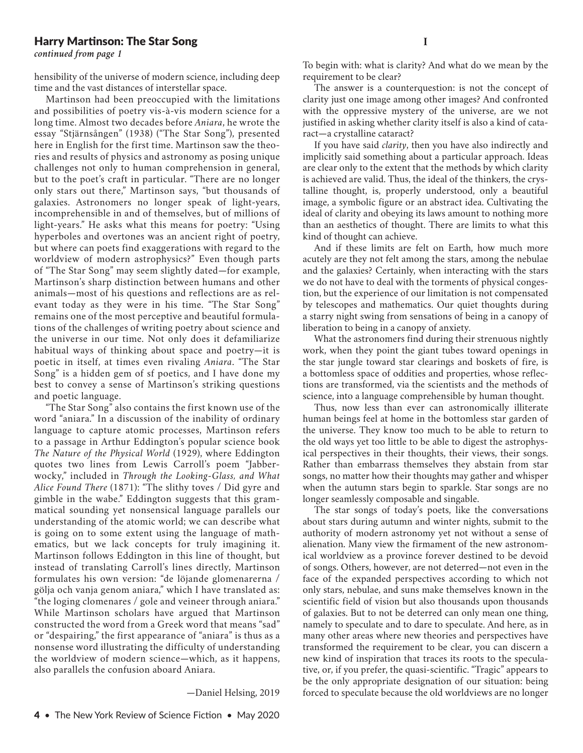## Harry Martinson: The Star Song

*continued from page 1*

hensibility of the universe of modern science, including deep time and the vast distances of interstellar space.

Martinson had been preoccupied with the limitations and possibilities of poetry vis-à-vis modern science for a long time. Almost two decades before *Aniara*, he wrote the essay "Stjärnsången" (1938) ("The Star Song"), presented here in English for the first time. Martinson saw the theories and results of physics and astronomy as posing unique challenges not only to human comprehension in general, but to the poet's craft in particular. "There are no longer only stars out there," Martinson says, "but thousands of galaxies. Astronomers no longer speak of light-years, incomprehensible in and of themselves, but of millions of light-years." He asks what this means for poetry: "Using hyperboles and overtones was an ancient right of poetry, but where can poets find exaggerations with regard to the worldview of modern astrophysics?" Even though parts of "The Star Song" may seem slightly dated—for example, Martinson's sharp distinction between humans and other animals—most of his questions and reflections are as relevant today as they were in his time. "The Star Song" remains one of the most perceptive and beautiful formulations of the challenges of writing poetry about science and the universe in our time. Not only does it defamiliarize habitual ways of thinking about space and poetry—it is poetic in itself, at times even rivaling *Aniara*. "The Star Song" is a hidden gem of sf poetics, and I have done my best to convey a sense of Martinson's striking questions and poetic language.

"The Star Song" also contains the first known use of the word "aniara." In a discussion of the inability of ordinary language to capture atomic processes, Martinson refers to a passage in Arthur Eddington's popular science book *The Nature of the Physical World* (1929), where Eddington quotes two lines from Lewis Carroll's poem "Jabberwocky," included in *Through the Looking-Glass, and What Alice Found There* (1871): "The slithy toves / Did gyre and gimble in the wabe." Eddington suggests that this grammatical sounding yet nonsensical language parallels our understanding of the atomic world; we can describe what is going on to some extent using the language of mathematics, but we lack concepts for truly imagining it. Martinson follows Eddington in this line of thought, but instead of translating Carroll's lines directly, Martinson formulates his own version: "de löjande glomenarerna / gölja och vanja genom aniara," which I have translated as: "the loging clomenares / gole and veineer through aniara." While Martinson scholars have argued that Martinson constructed the word from a Greek word that means "sad" or "despairing," the first appearance of "aniara" is thus as a nonsense word illustrating the difficulty of understanding the worldview of modern science—which, as it happens, also parallels the confusion aboard Aniara.

—Daniel Helsing, 2019

### I

To begin with: what is clarity? And what do we mean by the requirement to be clear?

The answer is a counterquestion: is not the concept of clarity just one image among other images? And confronted with the oppressive mystery of the universe, are we not justified in asking whether clarity itself is also a kind of cataract—a crystalline cataract?

If you have said *clarity*, then you have also indirectly and implicitly said something about a particular approach. Ideas are clear only to the extent that the methods by which clarity is achieved are valid. Thus, the ideal of the thinkers, the crystalline thought, is, properly understood, only a beautiful image, a symbolic figure or an abstract idea. Cultivating the ideal of clarity and obeying its laws amount to nothing more than an aesthetics of thought. There are limits to what this kind of thought can achieve.

And if these limits are felt on Earth, how much more acutely are they not felt among the stars, among the nebulae and the galaxies? Certainly, when interacting with the stars we do not have to deal with the torments of physical congestion, but the experience of our limitation is not compensated by telescopes and mathematics. Our quiet thoughts during a starry night swing from sensations of being in a canopy of liberation to being in a canopy of anxiety.

What the astronomers find during their strenuous nightly work, when they point the giant tubes toward openings in the star jungle toward star clearings and boskets of fire, is a bottomless space of oddities and properties, whose reflections are transformed, via the scientists and the methods of science, into a language comprehensible by human thought.

Thus, now less than ever can astronomically illiterate human beings feel at home in the bottomless star garden of the universe. They know too much to be able to return to the old ways yet too little to be able to digest the astrophysical perspectives in their thoughts, their views, their songs. Rather than embarrass themselves they abstain from star songs, no matter how their thoughts may gather and whisper when the autumn stars begin to sparkle. Star songs are no longer seamlessly composable and singable.

The star songs of today's poets, like the conversations about stars during autumn and winter nights, submit to the authority of modern astronomy yet not without a sense of alienation. Many view the firmament of the new astronomical worldview as a province forever destined to be devoid of songs. Others, however, are not deterred—not even in the face of the expanded perspectives according to which not only stars, nebulae, and suns make themselves known in the scientific field of vision but also thousands upon thousands of galaxies. But to not be deterred can only mean one thing, namely to speculate and to dare to speculate. And here, as in many other areas where new theories and perspectives have transformed the requirement to be clear, you can discern a new kind of inspiration that traces its roots to the speculative, or, if you prefer, the quasi-scientific. "Tragic" appears to be the only appropriate designation of our situation: being forced to speculate because the old worldviews are no longer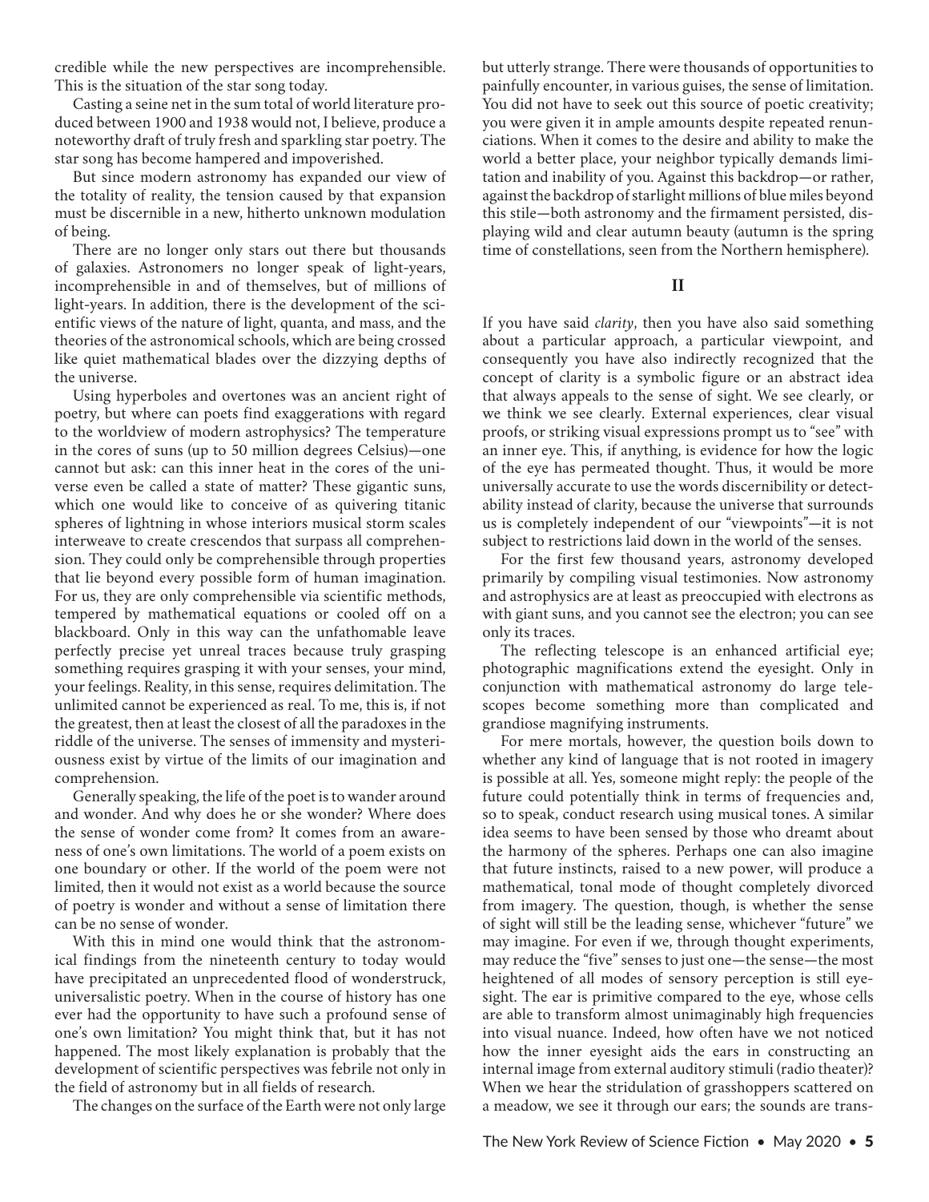credible while the new perspectives are incomprehensible. This is the situation of the star song today.

Casting a seine net in the sum total of world literature produced between 1900 and 1938 would not, I believe, produce a noteworthy draft of truly fresh and sparkling star poetry. The star song has become hampered and impoverished.

But since modern astronomy has expanded our view of the totality of reality, the tension caused by that expansion must be discernible in a new, hitherto unknown modulation of being.

There are no longer only stars out there but thousands of galaxies. Astronomers no longer speak of light-years, incomprehensible in and of themselves, but of millions of light-years. In addition, there is the development of the scientific views of the nature of light, quanta, and mass, and the theories of the astronomical schools, which are being crossed like quiet mathematical blades over the dizzying depths of the universe.

Using hyperboles and overtones was an ancient right of poetry, but where can poets find exaggerations with regard to the worldview of modern astrophysics? The temperature in the cores of suns (up to 50 million degrees Celsius)—one cannot but ask: can this inner heat in the cores of the universe even be called a state of matter? These gigantic suns, which one would like to conceive of as quivering titanic spheres of lightning in whose interiors musical storm scales interweave to create crescendos that surpass all comprehension. They could only be comprehensible through properties that lie beyond every possible form of human imagination. For us, they are only comprehensible via scientific methods, tempered by mathematical equations or cooled off on a blackboard. Only in this way can the unfathomable leave perfectly precise yet unreal traces because truly grasping something requires grasping it with your senses, your mind, your feelings. Reality, in this sense, requires delimitation. The unlimited cannot be experienced as real. To me, this is, if not the greatest, then at least the closest of all the paradoxes in the riddle of the universe. The senses of immensity and mysteriousness exist by virtue of the limits of our imagination and comprehension.

Generally speaking, the life of the poet is to wander around and wonder. And why does he or she wonder? Where does the sense of wonder come from? It comes from an awareness of one's own limitations. The world of a poem exists on one boundary or other. If the world of the poem were not limited, then it would not exist as a world because the source of poetry is wonder and without a sense of limitation there can be no sense of wonder.

With this in mind one would think that the astronomical findings from the nineteenth century to today would have precipitated an unprecedented flood of wonderstruck, universalistic poetry. When in the course of history has one ever had the opportunity to have such a profound sense of one's own limitation? You might think that, but it has not happened. The most likely explanation is probably that the development of scientific perspectives was febrile not only in the field of astronomy but in all fields of research.

The changes on the surface of the Earth were not only large but utterly strange. There were thousands of opportunities to painfully encounter, in various guises, the sense of limitation. You did not have to seek out this source of poetic creativity; you were given it in ample amounts despite repeated renunciations. When it comes to the desire and ability to make the world a better place, your neighbor typically demands limitation and inability of you. Against this backdrop—or rather, against the backdrop of starlight millions of blue miles beyond this stile—both astronomy and the firmament persisted, displaying wild and clear autumn beauty (autumn is the spring time of constellations, seen from the Northern hemisphere).

## II

If you have said *clarity*, then you have also said something about a particular approach, a particular viewpoint, and consequently you have also indirectly recognized that the concept of clarity is a symbolic figure or an abstract idea that always appeals to the sense of sight. We see clearly, or we think we see clearly. External experiences, clear visual proofs, or striking visual expressions prompt us to "see" with an inner eye. This, if anything, is evidence for how the logic of the eye has permeated thought. Thus, it would be more universally accurate to use the words discernibility or detectability instead of clarity, because the universe that surrounds us is completely independent of our "viewpoints"—it is not subject to restrictions laid down in the world of the senses.

For the first few thousand years, astronomy developed primarily by compiling visual testimonies. Now astronomy and astrophysics are at least as preoccupied with electrons as with giant suns, and you cannot see the electron; you can see only its traces.

The reflecting telescope is an enhanced artificial eye; photographic magnifications extend the eyesight. Only in conjunction with mathematical astronomy do large telescopes become something more than complicated and grandiose magnifying instruments.

For mere mortals, however, the question boils down to whether any kind of language that is not rooted in imagery is possible at all. Yes, someone might reply: the people of the future could potentially think in terms of frequencies and, so to speak, conduct research using musical tones. A similar idea seems to have been sensed by those who dreamt about the harmony of the spheres. Perhaps one can also imagine that future instincts, raised to a new power, will produce a mathematical, tonal mode of thought completely divorced from imagery. The question, though, is whether the sense of sight will still be the leading sense, whichever "future" we may imagine. For even if we, through thought experiments, may reduce the "five" senses to just one—the sense—the most heightened of all modes of sensory perception is still eyesight. The ear is primitive compared to the eye, whose cells are able to transform almost unimaginably high frequencies into visual nuance. Indeed, how often have we not noticed how the inner eyesight aids the ears in constructing an internal image from external auditory stimuli (radio theater)? When we hear the stridulation of grasshoppers scattered on a meadow, we see it through our ears; the sounds are trans-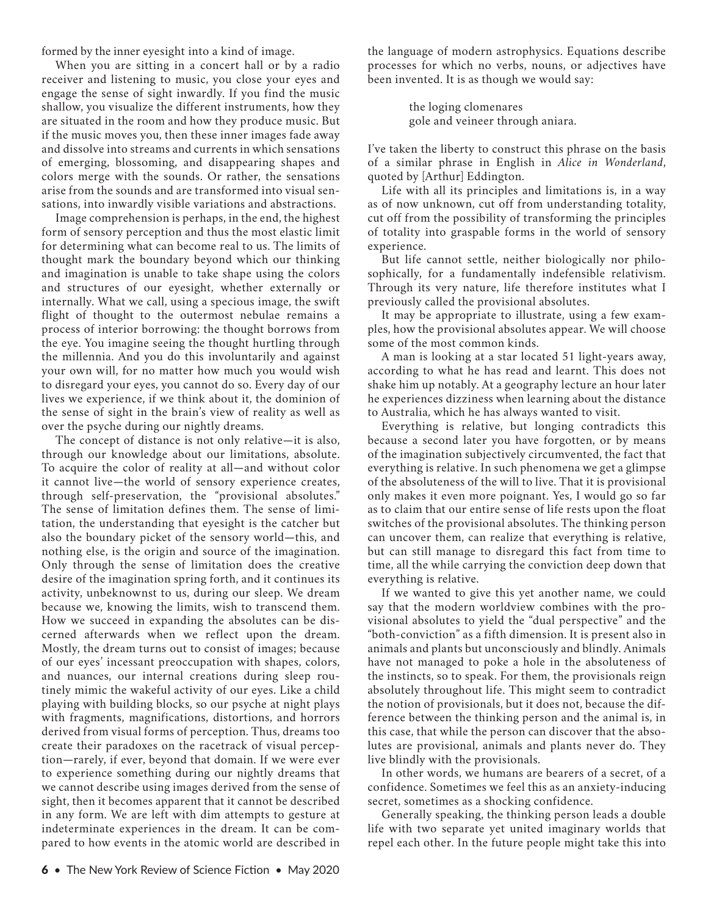formed by the inner eyesight into a kind of image.

When you are sitting in a concert hall or by a radio receiver and listening to music, you close your eyes and engage the sense of sight inwardly. If you find the music shallow, you visualize the different instruments, how they are situated in the room and how they produce music. But if the music moves you, then these inner images fade away and dissolve into streams and currents in which sensations of emerging, blossoming, and disappearing shapes and colors merge with the sounds. Or rather, the sensations arise from the sounds and are transformed into visual sensations, into inwardly visible variations and abstractions.

Image comprehension is perhaps, in the end, the highest form of sensory perception and thus the most elastic limit for determining what can become real to us. The limits of thought mark the boundary beyond which our thinking and imagination is unable to take shape using the colors and structures of our eyesight, whether externally or internally. What we call, using a specious image, the swift flight of thought to the outermost nebulae remains a process of interior borrowing: the thought borrows from the eye. You imagine seeing the thought hurtling through the millennia. And you do this involuntarily and against your own will, for no matter how much you would wish to disregard your eyes, you cannot do so. Every day of our lives we experience, if we think about it, the dominion of the sense of sight in the brain's view of reality as well as over the psyche during our nightly dreams.

The concept of distance is not only relative—it is also, through our knowledge about our limitations, absolute. To acquire the color of reality at all—and without color it cannot live—the world of sensory experience creates, through self-preservation, the "provisional absolutes." The sense of limitation defines them. The sense of limitation, the understanding that eyesight is the catcher but also the boundary picket of the sensory world—this, and nothing else, is the origin and source of the imagination. Only through the sense of limitation does the creative desire of the imagination spring forth, and it continues its activity, unbeknownst to us, during our sleep. We dream because we, knowing the limits, wish to transcend them. How we succeed in expanding the absolutes can be discerned afterwards when we reflect upon the dream. Mostly, the dream turns out to consist of images; because of our eyes' incessant preoccupation with shapes, colors, and nuances, our internal creations during sleep routinely mimic the wakeful activity of our eyes. Like a child playing with building blocks, so our psyche at night plays with fragments, magnifications, distortions, and horrors derived from visual forms of perception. Thus, dreams too create their paradoxes on the racetrack of visual perception—rarely, if ever, beyond that domain. If we were ever to experience something during our nightly dreams that we cannot describe using images derived from the sense of sight, then it becomes apparent that it cannot be described in any form. We are left with dim attempts to gesture at indeterminate experiences in the dream. It can be compared to how events in the atomic world are described in the language of modern astrophysics. Equations describe processes for which no verbs, nouns, or adjectives have been invented. It is as though we would say:

> the loging clomenares
> gole and veineer through aniara.

I've taken the liberty to construct this phrase on the basis of a similar phrase in English in *Alice in Wonderland*, quoted by [Arthur] Eddington.

Life with all its principles and limitations is, in a way as of now unknown, cut off from understanding totality, cut off from the possibility of transforming the principles of totality into graspable forms in the world of sensory experience.

But life cannot settle, neither biologically nor philosophically, for a fundamentally indefensible relativism. Through its very nature, life therefore institutes what I previously called the provisional absolutes.

It may be appropriate to illustrate, using a few examples, how the provisional absolutes appear. We will choose some of the most common kinds.

A man is looking at a star located 51 light-years away, according to what he has read and learnt. This does not shake him up notably. At a geography lecture an hour later he experiences dizziness when learning about the distance to Australia, which he has always wanted to visit.

Everything is relative, but longing contradicts this because a second later you have forgotten, or by means of the imagination subjectively circumvented, the fact that everything is relative. In such phenomena we get a glimpse of the absoluteness of the will to live. That it is provisional only makes it even more poignant. Yes, I would go so far as to claim that our entire sense of life rests upon the float switches of the provisional absolutes. The thinking person can uncover them, can realize that everything is relative, but can still manage to disregard this fact from time to time, all the while carrying the conviction deep down that everything is relative.

If we wanted to give this yet another name, we could say that the modern worldview combines with the provisional absolutes to yield the "dual perspective" and the "both-conviction" as a fifth dimension. It is present also in animals and plants but unconsciously and blindly. Animals have not managed to poke a hole in the absoluteness of the instincts, so to speak. For them, the provisionals reign absolutely throughout life. This might seem to contradict the notion of provisionals, but it does not, because the difference between the thinking person and the animal is, in this case, that while the person can discover that the absolutes are provisional, animals and plants never do. They live blindly with the provisionals.

In other words, we humans are bearers of a secret, of a confidence. Sometimes we feel this as an anxiety-inducing secret, sometimes as a shocking confidence.

Generally speaking, the thinking person leads a double life with two separate yet united imaginary worlds that repel each other. In the future people might take this into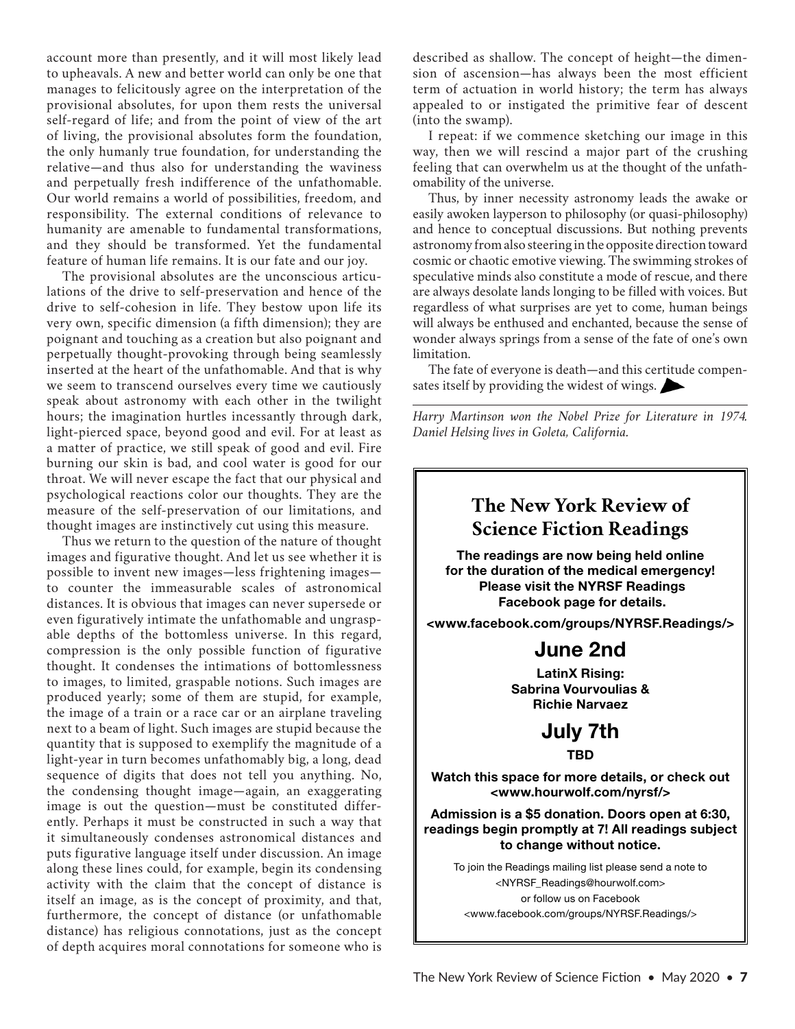account more than presently, and it will most likely lead to upheavals. A new and better world can only be one that manages to felicitously agree on the interpretation of the provisional absolutes, for upon them rests the universal self-regard of life; and from the point of view of the art of living, the provisional absolutes form the foundation, the only humanly true foundation, for understanding the relative—and thus also for understanding the waviness and perpetually fresh indifference of the unfathomable. Our world remains a world of possibilities, freedom, and responsibility. The external conditions of relevance to humanity are amenable to fundamental transformations, and they should be transformed. Yet the fundamental feature of human life remains. It is our fate and our joy.

The provisional absolutes are the unconscious articulations of the drive to self-preservation and hence of the drive to self-cohesion in life. They bestow upon life its very own, specific dimension (a fifth dimension); they are poignant and touching as a creation but also poignant and perpetually thought-provoking through being seamlessly inserted at the heart of the unfathomable. And that is why we seem to transcend ourselves every time we cautiously speak about astronomy with each other in the twilight hours; the imagination hurtles incessantly through dark, light-pierced space, beyond good and evil. For at least as a matter of practice, we still speak of good and evil. Fire burning our skin is bad, and cool water is good for our throat. We will never escape the fact that our physical and psychological reactions color our thoughts. They are the measure of the self-preservation of our limitations, and thought images are instinctively cut using this measure.

Thus we return to the question of the nature of thought images and figurative thought. And let us see whether it is possible to invent new images—less frightening images—to counter the immeasurable scales of astronomical distances. It is obvious that images can never supersede or even figuratively intimate the unfathomable and ungraspable depths of the bottomless universe. In this regard, compression is the only possible function of figurative thought. It condenses the intimations of bottomlessness to images, to limited, graspable notions. Such images are produced yearly; some of them are stupid, for example, the image of a train or a race car or an airplane traveling next to a beam of light. Such images are stupid because the quantity that is supposed to exemplify the magnitude of a light-year in turn becomes unfathomably big, a long, dead sequence of digits that does not tell you anything. No, the condensing thought image—again, an exaggerating image is out the question—must be constituted differently. Perhaps it must be constructed in such a way that it simultaneously condenses astronomical distances and puts figurative language itself under discussion. An image along these lines could, for example, begin its condensing activity with the claim that the concept of distance is itself an image, as is the concept of proximity, and that, furthermore, the concept of distance (or unfathomable distance) has religious connotations, just as the concept of depth acquires moral connotations for someone who is described as shallow. The concept of height—the dimension of ascension—has always been the most efficient term of actuation in world history; the term has always appealed to or instigated the primitive fear of descent (into the swamp).

I repeat: if we commence sketching our image in this way, then we will rescind a major part of the crushing feeling that can overwhelm us at the thought of the unfathomability of the universe.

Thus, by inner necessity astronomy leads the awake or easily awoken layperson to philosophy (or quasi-philosophy) and hence to conceptual discussions. But nothing prevents astronomy from also steering in the opposite direction toward cosmic or chaotic emotive viewing. The swimming strokes of speculative minds also constitute a mode of rescue, and there are always desolate lands longing to be filled with voices. But regardless of what surprises are yet to come, human beings will always be enthused and enchanted, because the sense of wonder always springs from a sense of the fate of one's own limitation.

The fate of everyone is death—and this certitude compensates itself by providing the widest of wings.

*Harry Martinson won the Nobel Prize for Literature in 1974. Daniel Helsing lives in Goleta, California.*

---

## The New York Review of Science Fiction Readings

**The readings are now being held online for the duration of the medical emergency! Please visit the NYRSF Readings Facebook page for details.**

**<www.facebook.com/groups/NYRSF.Readings/>**

### June 2nd

**LatinX Rising: Sabrina Vourvoulias & Richie Narvaez**

### July 7th

**TBD**

**Watch this space for more details, or check out <www.hourwolf.com/nyrsf/>**

**Admission is a $5 donation. Doors open at 6:30, readings begin promptly at 7! All readings subject to change without notice.**

To join the Readings mailing list please send a note to <NYRSF_Readings@hourwolf.com> or follow us on Facebook <www.facebook.com/groups/NYRSF.Readings/>